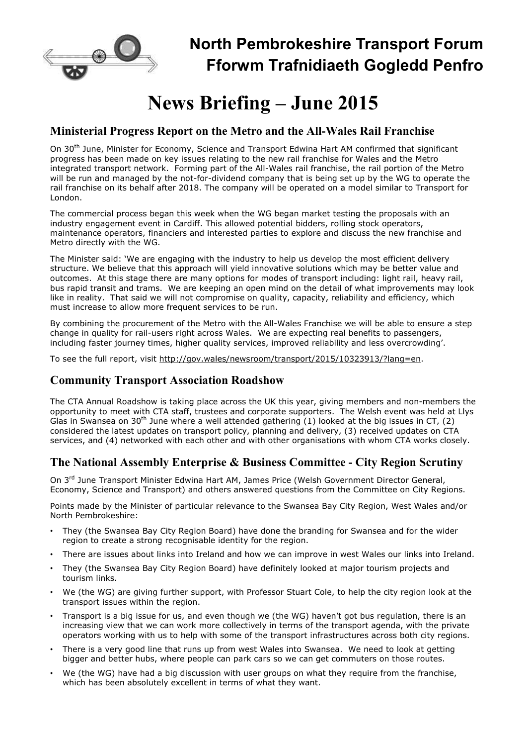# North Pembrokeshire Transport Forum
# Fforwm Trafnidiaeth Gogledd Penfro

# News Briefing – June 2015

## Ministerial Progress Report on the Metro and the All-Wales Rail Franchise

On 30th June, Minister for Economy, Science and Transport Edwina Hart AM confirmed that significant progress has been made on key issues relating to the new rail franchise for Wales and the Metro integrated transport network. Forming part of the All-Wales rail franchise, the rail portion of the Metro will be run and managed by the not-for-dividend company that is being set up by the WG to operate the rail franchise on its behalf after 2018. The company will be operated on a model similar to Transport for London.

The commercial process began this week when the WG began market testing the proposals with an industry engagement event in Cardiff. This allowed potential bidders, rolling stock operators, maintenance operators, financiers and interested parties to explore and discuss the new franchise and Metro directly with the WG.

The Minister said: 'We are engaging with the industry to help us develop the most efficient delivery structure. We believe that this approach will yield innovative solutions which may be better value and outcomes. At this stage there are many options for modes of transport including: light rail, heavy rail, bus rapid transit and trams. We are keeping an open mind on the detail of what improvements may look like in reality. That said we will not compromise on quality, capacity, reliability and efficiency, which must increase to allow more frequent services to be run.

By combining the procurement of the Metro with the All-Wales Franchise we will be able to ensure a step change in quality for rail-users right across Wales. We are expecting real benefits to passengers, including faster journey times, higher quality services, improved reliability and less overcrowding'.

To see the full report, visit http://gov.wales/newsroom/transport/2015/10323913/?lang=en.

## Community Transport Association Roadshow

The CTA Annual Roadshow is taking place across the UK this year, giving members and non-members the opportunity to meet with CTA staff, trustees and corporate supporters. The Welsh event was held at Llys Glas in Swansea on 30th June where a well attended gathering (1) looked at the big issues in CT, (2) considered the latest updates on transport policy, planning and delivery, (3) received updates on CTA services, and (4) networked with each other and with other organisations with whom CTA works closely.

## The National Assembly Enterprise & Business Committee - City Region Scrutiny

On 3rd June Transport Minister Edwina Hart AM, James Price (Welsh Government Director General, Economy, Science and Transport) and others answered questions from the Committee on City Regions.

Points made by the Minister of particular relevance to the Swansea Bay City Region, West Wales and/or North Pembrokeshire:

- They (the Swansea Bay City Region Board) have done the branding for Swansea and for the wider region to create a strong recognisable identity for the region.
- There are issues about links into Ireland and how we can improve in west Wales our links into Ireland.
- They (the Swansea Bay City Region Board) have definitely looked at major tourism projects and tourism links.
- We (the WG) are giving further support, with Professor Stuart Cole, to help the city region look at the transport issues within the region.
- Transport is a big issue for us, and even though we (the WG) haven't got bus regulation, there is an increasing view that we can work more collectively in terms of the transport agenda, with the private operators working with us to help with some of the transport infrastructures across both city regions.
- There is a very good line that runs up from west Wales into Swansea. We need to look at getting bigger and better hubs, where people can park cars so we can get commuters on those routes.
- We (the WG) have had a big discussion with user groups on what they require from the franchise, which has been absolutely excellent in terms of what they want.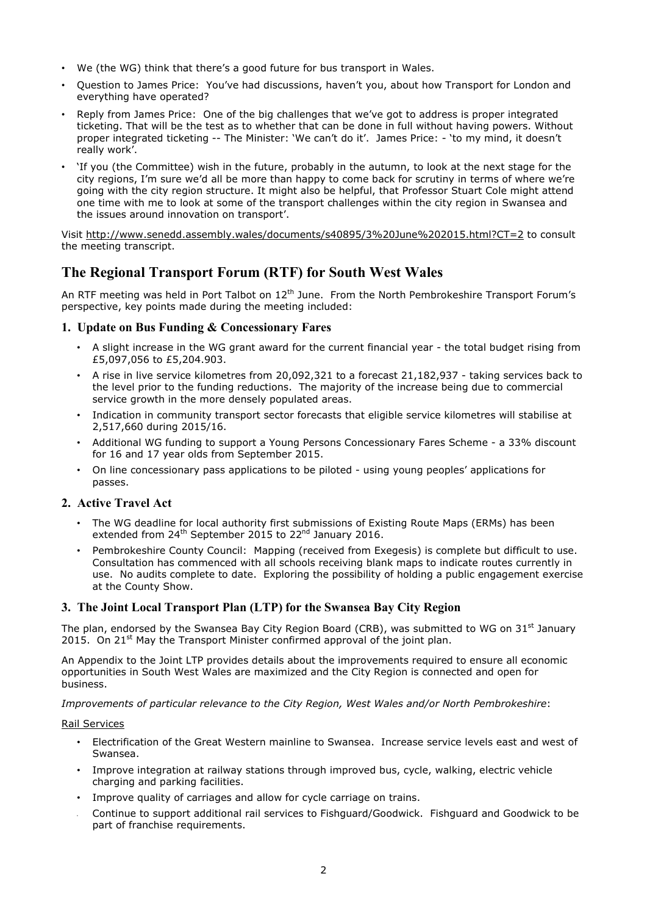- We (the WG) think that there's a good future for bus transport in Wales.
- Question to James Price: You've had discussions, haven't you, about how Transport for London and everything have operated?
- Reply from James Price: One of the big challenges that we've got to address is proper integrated ticketing. That will be the test as to whether that can be done in full without having powers. Without proper integrated ticketing -- The Minister: 'We can't do it'. James Price: - 'to my mind, it doesn't really work'.
- 'If you (the Committee) wish in the future, probably in the autumn, to look at the next stage for the city regions, I'm sure we'd all be more than happy to come back for scrutiny in terms of where we're going with the city region structure. It might also be helpful, that Professor Stuart Cole might attend one time with me to look at some of the transport challenges within the city region in Swansea and the issues around innovation on transport'.

Visit http://www.senedd.assembly.wales/documents/s40895/3%20June%202015.html?CT=2 to consult the meeting transcript.

## The Regional Transport Forum (RTF) for South West Wales

An RTF meeting was held in Port Talbot on 12th June. From the North Pembrokeshire Transport Forum's perspective, key points made during the meeting included:

### 1. Update on Bus Funding & Concessionary Fares

- A slight increase in the WG grant award for the current financial year - the total budget rising from £5,097,056 to £5,204.903.
- A rise in live service kilometres from 20,092,321 to a forecast 21,182,937 - taking services back to the level prior to the funding reductions. The majority of the increase being due to commercial service growth in the more densely populated areas.
- Indication in community transport sector forecasts that eligible service kilometres will stabilise at 2,517,660 during 2015/16.
- Additional WG funding to support a Young Persons Concessionary Fares Scheme - a 33% discount for 16 and 17 year olds from September 2015.
- On line concessionary pass applications to be piloted - using young peoples' applications for passes.

### 2. Active Travel Act

- The WG deadline for local authority first submissions of Existing Route Maps (ERMs) has been extended from 24th September 2015 to 22nd January 2016.
- Pembrokeshire County Council: Mapping (received from Exegesis) is complete but difficult to use. Consultation has commenced with all schools receiving blank maps to indicate routes currently in use. No audits complete to date. Exploring the possibility of holding a public engagement exercise at the County Show.

### 3. The Joint Local Transport Plan (LTP) for the Swansea Bay City Region

The plan, endorsed by the Swansea Bay City Region Board (CRB), was submitted to WG on 31st January 2015. On 21st May the Transport Minister confirmed approval of the joint plan.

An Appendix to the Joint LTP provides details about the improvements required to ensure all economic opportunities in South West Wales are maximized and the City Region is connected and open for business.

*Improvements of particular relevance to the City Region, West Wales and/or North Pembrokeshire*:

Rail Services

- Electrification of the Great Western mainline to Swansea. Increase service levels east and west of Swansea.
- Improve integration at railway stations through improved bus, cycle, walking, electric vehicle charging and parking facilities.
- Improve quality of carriages and allow for cycle carriage on trains.
- Continue to support additional rail services to Fishguard/Goodwick. Fishguard and Goodwick to be part of franchise requirements.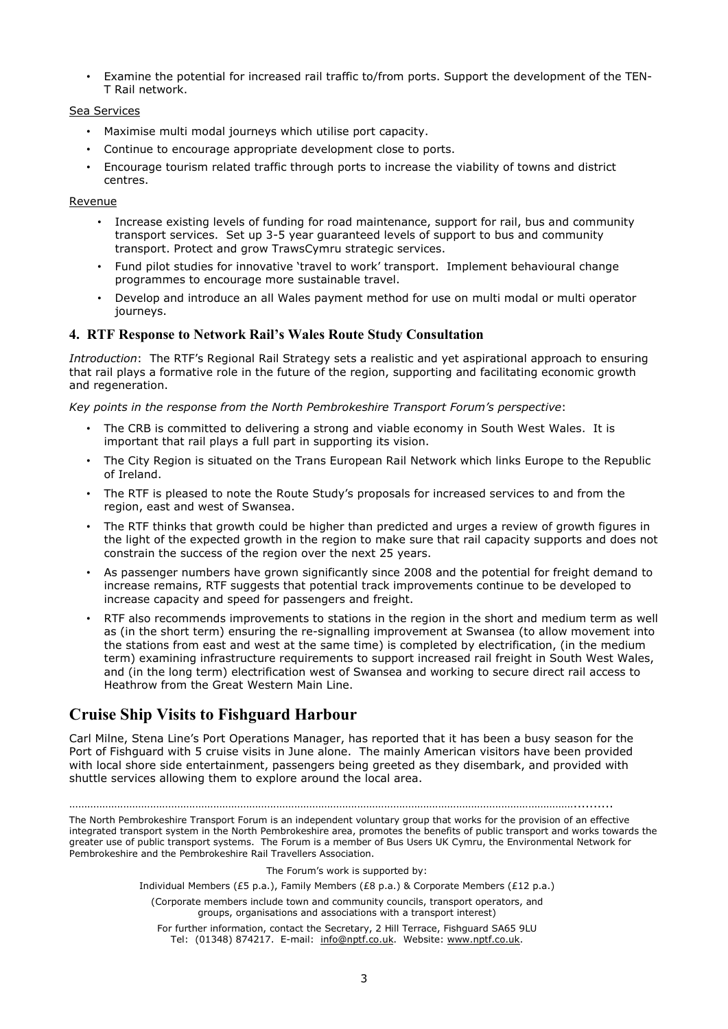- Examine the potential for increased rail traffic to/from ports. Support the development of the TEN-T Rail network.

Sea Services

- Maximise multi modal journeys which utilise port capacity.
- Continue to encourage appropriate development close to ports.
- Encourage tourism related traffic through ports to increase the viability of towns and district centres.

Revenue

- Increase existing levels of funding for road maintenance, support for rail, bus and community transport services. Set up 3-5 year guaranteed levels of support to bus and community transport. Protect and grow TrawsCymru strategic services.
- Fund pilot studies for innovative 'travel to work' transport. Implement behavioural change programmes to encourage more sustainable travel.
- Develop and introduce an all Wales payment method for use on multi modal or multi operator journeys.

### 4. RTF Response to Network Rail's Wales Route Study Consultation

*Introduction*: The RTF's Regional Rail Strategy sets a realistic and yet aspirational approach to ensuring that rail plays a formative role in the future of the region, supporting and facilitating economic growth and regeneration.

*Key points in the response from the North Pembrokeshire Transport Forum's perspective*:

- The CRB is committed to delivering a strong and viable economy in South West Wales. It is important that rail plays a full part in supporting its vision.
- The City Region is situated on the Trans European Rail Network which links Europe to the Republic of Ireland.
- The RTF is pleased to note the Route Study's proposals for increased services to and from the region, east and west of Swansea.
- The RTF thinks that growth could be higher than predicted and urges a review of growth figures in the light of the expected growth in the region to make sure that rail capacity supports and does not constrain the success of the region over the next 25 years.
- As passenger numbers have grown significantly since 2008 and the potential for freight demand to increase remains, RTF suggests that potential track improvements continue to be developed to increase capacity and speed for passengers and freight.
- RTF also recommends improvements to stations in the region in the short and medium term as well as (in the short term) ensuring the re-signalling improvement at Swansea (to allow movement into the stations from east and west at the same time) is completed by electrification, (in the medium term) examining infrastructure requirements to support increased rail freight in South West Wales, and (in the long term) electrification west of Swansea and working to secure direct rail access to Heathrow from the Great Western Main Line.

## Cruise Ship Visits to Fishguard Harbour

Carl Milne, Stena Line's Port Operations Manager, has reported that it has been a busy season for the Port of Fishguard with 5 cruise visits in June alone. The mainly American visitors have been provided with local shore side entertainment, passengers being greeted as they disembark, and provided with shuttle services allowing them to explore around the local area.

…………………………………………………………………………………………………………………………………………………………..........

The North Pembrokeshire Transport Forum is an independent voluntary group that works for the provision of an effective integrated transport system in the North Pembrokeshire area, promotes the benefits of public transport and works towards the greater use of public transport systems. The Forum is a member of Bus Users UK Cymru, the Environmental Network for Pembrokeshire and the Pembrokeshire Rail Travellers Association.

The Forum's work is supported by:

Individual Members (£5 p.a.), Family Members (£8 p.a.) & Corporate Members (£12 p.a.)

(Corporate members include town and community councils, transport operators, and groups, organisations and associations with a transport interest)

For further information, contact the Secretary, 2 Hill Terrace, Fishguard SA65 9LU
Tel: (01348) 874217. E-mail: info@nptf.co.uk. Website: www.nptf.co.uk.